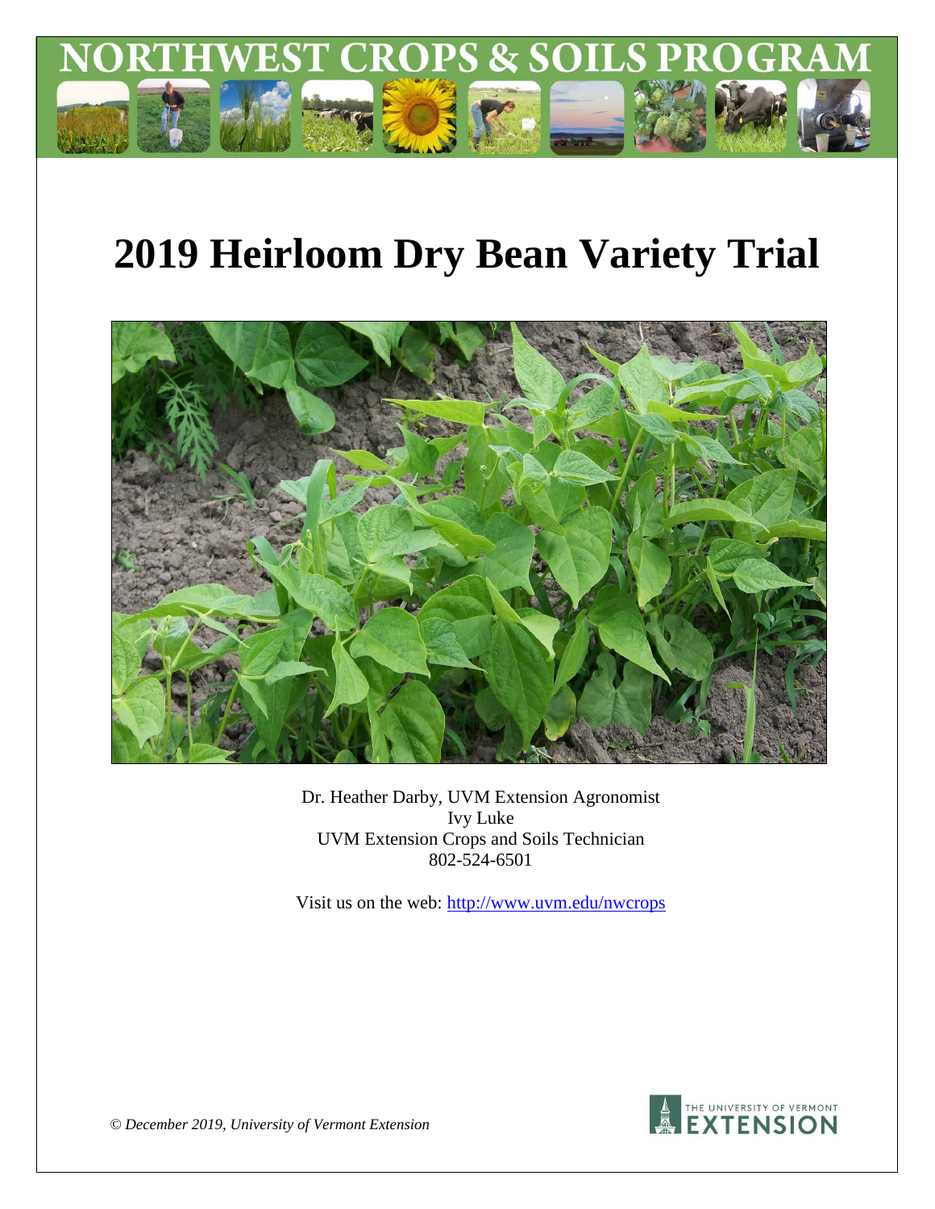NORTHWEST CROPS & SOILS PROGRAM

# 2019 Heirloom Dry Bean Variety Trial

Dr. Heather Darby, UVM Extension Agronomist
Ivy Luke
UVM Extension Crops and Soils Technician
802-524-6501

Visit us on the web: http://www.uvm.edu/nwcrops

*© December 2019, University of Vermont Extension*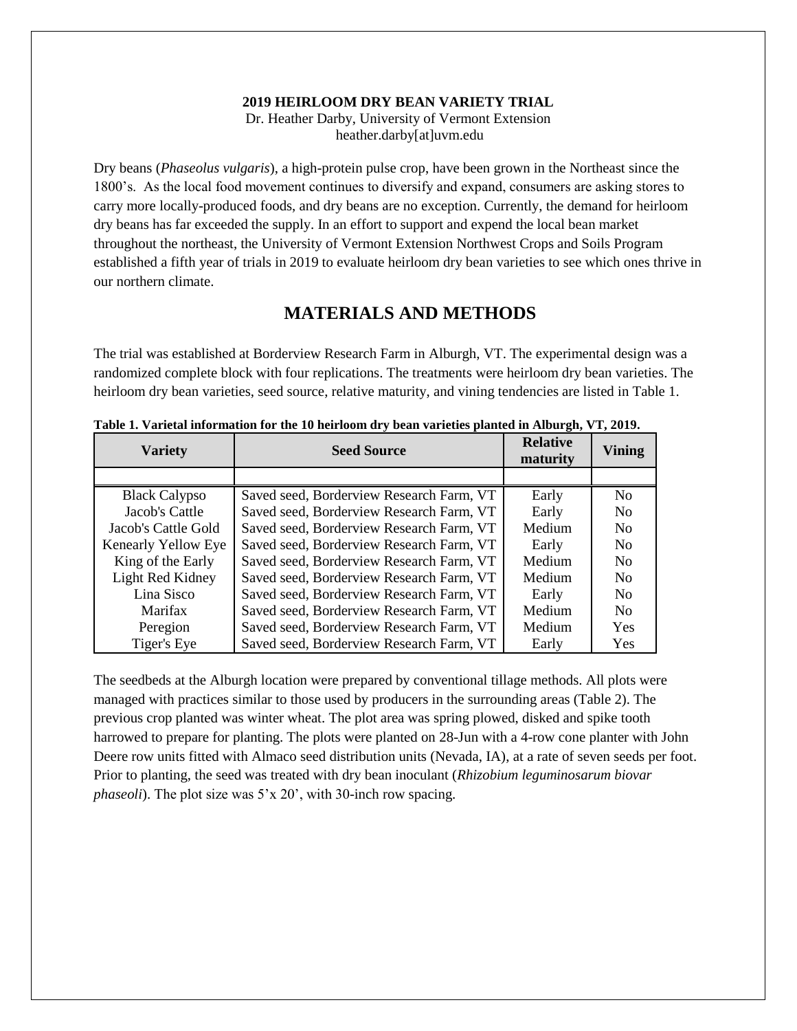**2019 HEIRLOOM DRY BEAN VARIETY TRIAL**

Dr. Heather Darby, University of Vermont Extension
heather.darby[at]uvm.edu

Dry beans (*Phaseolus vulgaris*), a high-protein pulse crop, have been grown in the Northeast since the 1800's. As the local food movement continues to diversify and expand, consumers are asking stores to carry more locally-produced foods, and dry beans are no exception. Currently, the demand for heirloom dry beans has far exceeded the supply. In an effort to support and expend the local bean market throughout the northeast, the University of Vermont Extension Northwest Crops and Soils Program established a fifth year of trials in 2019 to evaluate heirloom dry bean varieties to see which ones thrive in our northern climate.

## MATERIALS AND METHODS

The trial was established at Borderview Research Farm in Alburgh, VT. The experimental design was a randomized complete block with four replications. The treatments were heirloom dry bean varieties. The heirloom dry bean varieties, seed source, relative maturity, and vining tendencies are listed in Table 1.

**Table 1. Varietal information for the 10 heirloom dry bean varieties planted in Alburgh, VT, 2019.**

| Variety | Seed Source | Relative maturity | Vining |
|---|---|---|---|
| | | | |
| Black Calypso | Saved seed, Borderview Research Farm, VT | Early | No |
| Jacob's Cattle | Saved seed, Borderview Research Farm, VT | Early | No |
| Jacob's Cattle Gold | Saved seed, Borderview Research Farm, VT | Medium | No |
| Kenearly Yellow Eye | Saved seed, Borderview Research Farm, VT | Early | No |
| King of the Early | Saved seed, Borderview Research Farm, VT | Medium | No |
| Light Red Kidney | Saved seed, Borderview Research Farm, VT | Medium | No |
| Lina Sisco | Saved seed, Borderview Research Farm, VT | Early | No |
| Marifax | Saved seed, Borderview Research Farm, VT | Medium | No |
| Peregion | Saved seed, Borderview Research Farm, VT | Medium | Yes |
| Tiger's Eye | Saved seed, Borderview Research Farm, VT | Early | Yes |

The seedbeds at the Alburgh location were prepared by conventional tillage methods. All plots were managed with practices similar to those used by producers in the surrounding areas (Table 2). The previous crop planted was winter wheat. The plot area was spring plowed, disked and spike tooth harrowed to prepare for planting. The plots were planted on 28-Jun with a 4-row cone planter with John Deere row units fitted with Almaco seed distribution units (Nevada, IA), at a rate of seven seeds per foot. Prior to planting, the seed was treated with dry bean inoculant (*Rhizobium leguminosarum biovar phaseoli*). The plot size was 5'x 20', with 30-inch row spacing.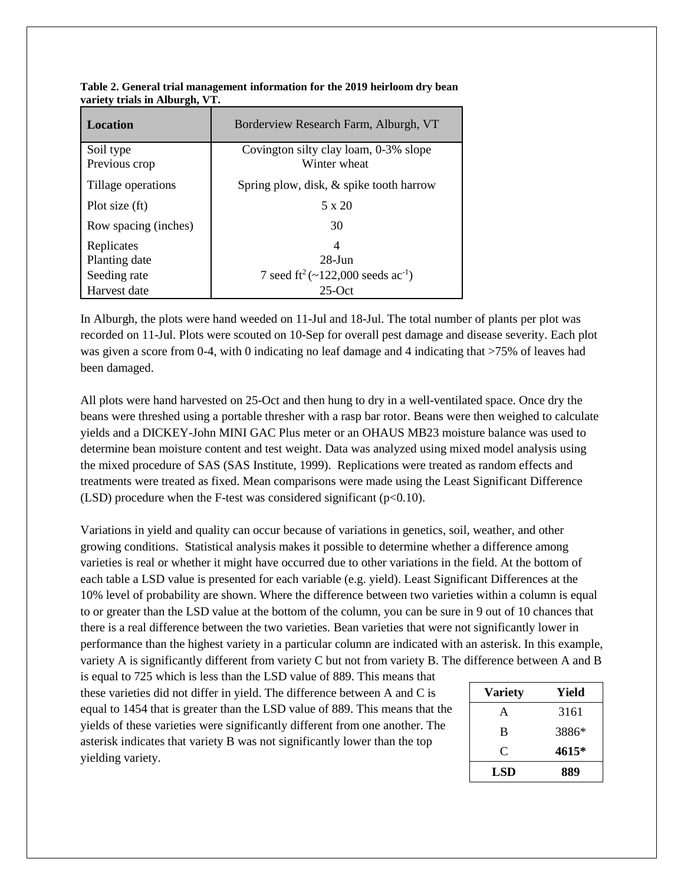**Table 2. General trial management information for the 2019 heirloom dry bean variety trials in Alburgh, VT.**

| Location | Borderview Research Farm, Alburgh, VT |
|---|---|
| Soil type | Covington silty clay loam, 0-3% slope |
| Previous crop | Winter wheat |
| Tillage operations | Spring plow, disk, & spike tooth harrow |
| Plot size (ft) | 5 x 20 |
| Row spacing (inches) | 30 |
| Replicates | 4 |
| Planting date | 28-Jun |
| Seeding rate | 7 seed $ft^2$ (~122,000 seeds $ac^{-1}$) |
| Harvest date | 25-Oct |

In Alburgh, the plots were hand weeded on 11-Jul and 18-Jul. The total number of plants per plot was recorded on 11-Jul. Plots were scouted on 10-Sep for overall pest damage and disease severity. Each plot was given a score from 0-4, with 0 indicating no leaf damage and 4 indicating that >75% of leaves had been damaged.

All plots were hand harvested on 25-Oct and then hung to dry in a well-ventilated space. Once dry the beans were threshed using a portable thresher with a rasp bar rotor. Beans were then weighed to calculate yields and a DICKEY-John MINI GAC Plus meter or an OHAUS MB23 moisture balance was used to determine bean moisture content and test weight. Data was analyzed using mixed model analysis using the mixed procedure of SAS (SAS Institute, 1999). Replications were treated as random effects and treatments were treated as fixed. Mean comparisons were made using the Least Significant Difference (LSD) procedure when the F-test was considered significant ($p<0.10$).

Variations in yield and quality can occur because of variations in genetics, soil, weather, and other growing conditions. Statistical analysis makes it possible to determine whether a difference among varieties is real or whether it might have occurred due to other variations in the field. At the bottom of each table a LSD value is presented for each variable (e.g. yield). Least Significant Differences at the 10% level of probability are shown. Where the difference between two varieties within a column is equal to or greater than the LSD value at the bottom of the column, you can be sure in 9 out of 10 chances that there is a real difference between the two varieties. Bean varieties that were not significantly lower in performance than the highest variety in a particular column are indicated with an asterisk. In this example, variety A is significantly different from variety C but not from variety B. The difference between A and B is equal to 725 which is less than the LSD value of 889. This means that these varieties did not differ in yield. The difference between A and C is equal to 1454 that is greater than the LSD value of 889. This means that the yields of these varieties were significantly different from one another. The asterisk indicates that variety B was not significantly lower than the top yielding variety.

| Variety | Yield |
|---|---|
| A | 3161 |
| B | 3886* |
| C | **4615*** |
| **LSD** | **889** |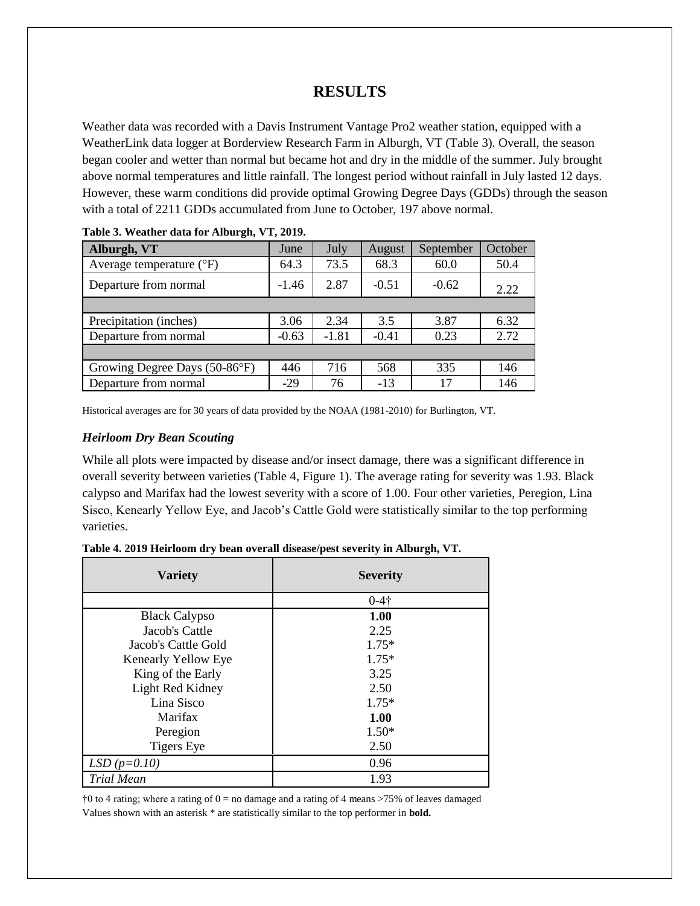# RESULTS

Weather data was recorded with a Davis Instrument Vantage Pro2 weather station, equipped with a WeatherLink data logger at Borderview Research Farm in Alburgh, VT (Table 3). Overall, the season began cooler and wetter than normal but became hot and dry in the middle of the summer. July brought above normal temperatures and little rainfall. The longest period without rainfall in July lasted 12 days. However, these warm conditions did provide optimal Growing Degree Days (GDDs) through the season with a total of 2211 GDDs accumulated from June to October, 197 above normal.

**Table 3. Weather data for Alburgh, VT, 2019.**

| Alburgh, VT | June | July | August | September | October |
|---|---|---|---|---|---|
| Average temperature (°F) | 64.3 | 73.5 | 68.3 | 60.0 | 50.4 |
| Departure from normal | -1.46 | 2.87 | -0.51 | -0.62 | 2.22 |
| | | | | | |
| Precipitation (inches) | 3.06 | 2.34 | 3.5 | 3.87 | 6.32 |
| Departure from normal | -0.63 | -1.81 | -0.41 | 0.23 | 2.72 |
| | | | | | |
| Growing Degree Days (50-86°F) | 446 | 716 | 568 | 335 | 146 |
| Departure from normal | -29 | 76 | -13 | 17 | 146 |

Historical averages are for 30 years of data provided by the NOAA (1981-2010) for Burlington, VT.

### *Heirloom Dry Bean Scouting*

While all plots were impacted by disease and/or insect damage, there was a significant difference in overall severity between varieties (Table 4, Figure 1). The average rating for severity was 1.93. Black calypso and Marifax had the lowest severity with a score of 1.00. Four other varieties, Peregion, Lina Sisco, Kenearly Yellow Eye, and Jacob's Cattle Gold were statistically similar to the top performing varieties.

**Table 4. 2019 Heirloom dry bean overall disease/pest severity in Alburgh, VT.**

| Variety | Severity |
|---|---|
| | 0-4† |
| Black Calypso | **1.00** |
| Jacob's Cattle | 2.25 |
| Jacob's Cattle Gold | 1.75* |
| Kenearly Yellow Eye | 1.75* |
| King of the Early | 3.25 |
| Light Red Kidney | 2.50 |
| Lina Sisco | 1.75* |
| Marifax | **1.00** |
| Peregion | 1.50* |
| Tigers Eye | 2.50 |
| *LSD ($p$=0.10)* | 0.96 |
| *Trial Mean* | 1.93 |

†0 to 4 rating; where a rating of 0 = no damage and a rating of 4 means >75% of leaves damaged
Values shown with an asterisk * are statistically similar to the top performer in **bold.**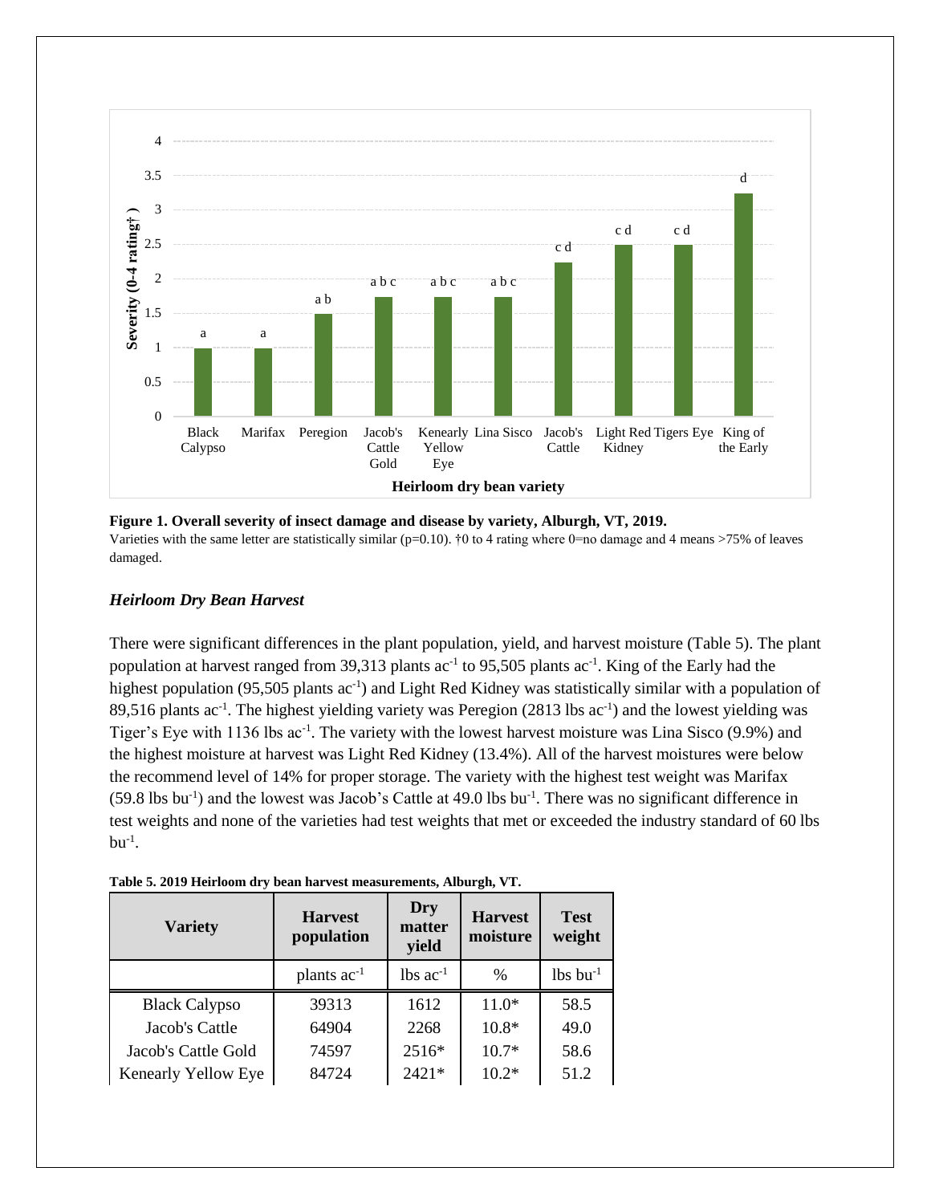**Figure 1. Overall severity of insect damage and disease by variety, Alburgh, VT, 2019.**
Varieties with the same letter are statistically similar (p=0.10). †0 to 4 rating where 0=no damage and 4 means >75% of leaves damaged.

### *Heirloom Dry Bean Harvest*

There were significant differences in the plant population, yield, and harvest moisture (Table 5). The plant population at harvest ranged from 39,313 plants $ac^{-1}$ to 95,505 plants $ac^{-1}$. King of the Early had the highest population (95,505 plants $ac^{-1}$) and Light Red Kidney was statistically similar with a population of 89,516 plants $ac^{-1}$. The highest yielding variety was Peregion (2813 lbs $ac^{-1}$) and the lowest yielding was Tiger's Eye with 1136 lbs $ac^{-1}$. The variety with the lowest harvest moisture was Lina Sisco (9.9%) and the highest moisture at harvest was Light Red Kidney (13.4%). All of the harvest moistures were below the recommend level of 14% for proper storage. The variety with the highest test weight was Marifax (59.8 lbs $bu^{-1}$) and the lowest was Jacob's Cattle at 49.0 lbs $bu^{-1}$. There was no significant difference in test weights and none of the varieties had test weights that met or exceeded the industry standard of 60 lbs $bu^{-1}$.

**Table 5. 2019 Heirloom dry bean harvest measurements, Alburgh, VT.**

| Variety | Harvest population | Dry matter yield | Harvest moisture | Test weight |
|---|---|---|---|---|
| | plants $ac^{-1}$ | lbs $ac^{-1}$ | % | lbs $bu^{-1}$ |
| Black Calypso | 39313 | 1612 | 11.0* | 58.5 |
| Jacob's Cattle | 64904 | 2268 | 10.8* | 49.0 |
| Jacob's Cattle Gold | 74597 | 2516* | 10.7* | 58.6 |
| Kenearly Yellow Eye | 84724 | 2421* | 10.2* | 51.2 |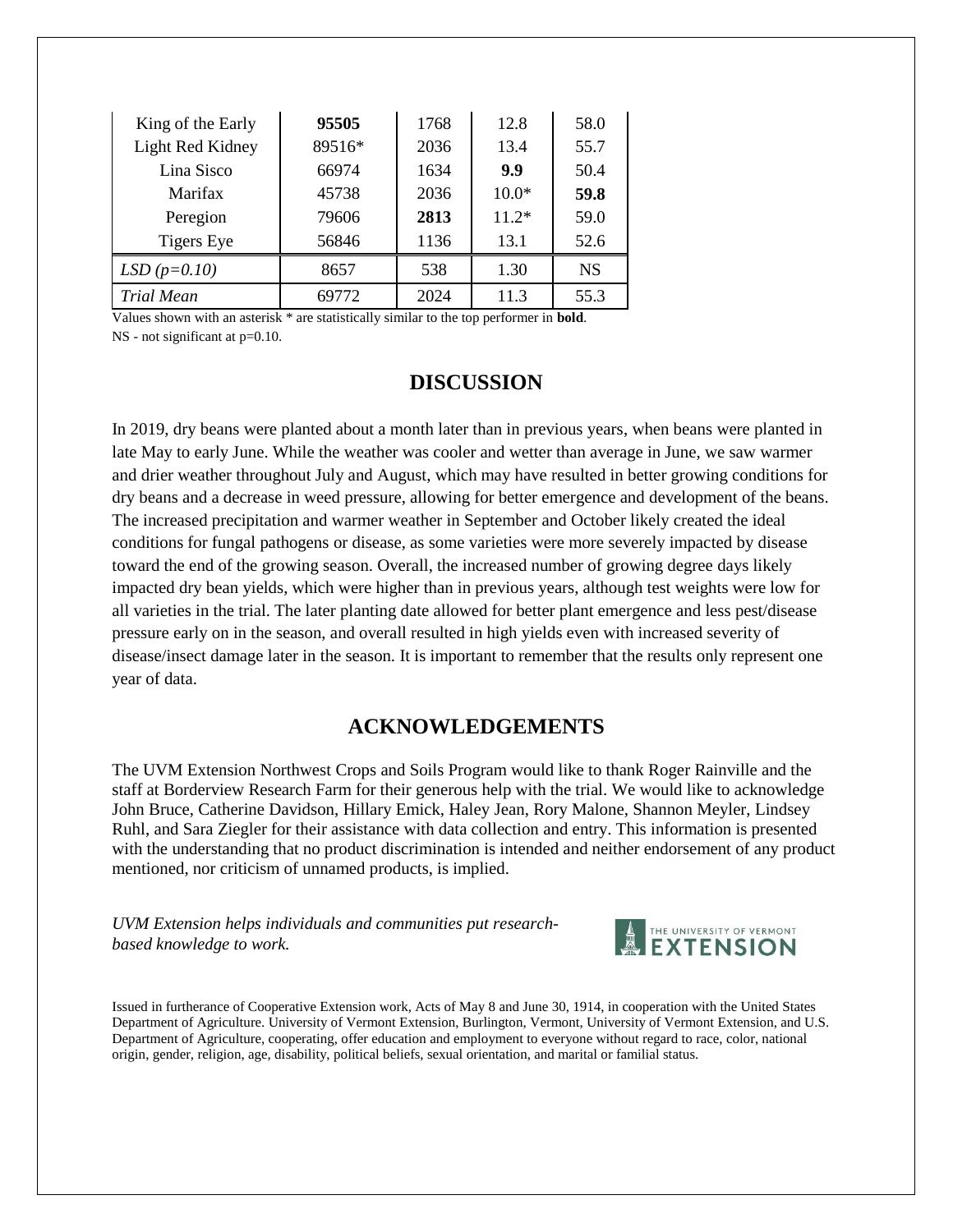| | | | | |
|---|---|---|---|---|
| King of the Early | **95505** | 1768 | 12.8 | 58.0 |
| Light Red Kidney | 89516* | 2036 | 13.4 | 55.7 |
| Lina Sisco | 66974 | 1634 | **9.9** | 50.4 |
| Marifax | 45738 | 2036 | 10.0* | **59.8** |
| Peregion | 79606 | **2813** | 11.2* | 59.0 |
| Tigers Eye | 56846 | 1136 | 13.1 | 52.6 |
| *LSD (p=0.10)* | 8657 | 538 | 1.30 | NS |
| *Trial Mean* | 69772 | 2024 | 11.3 | 55.3 |

Values shown with an asterisk * are statistically similar to the top performer in **bold**.
NS - not significant at p=0.10.

## DISCUSSION

In 2019, dry beans were planted about a month later than in previous years, when beans were planted in late May to early June. While the weather was cooler and wetter than average in June, we saw warmer and drier weather throughout July and August, which may have resulted in better growing conditions for dry beans and a decrease in weed pressure, allowing for better emergence and development of the beans. The increased precipitation and warmer weather in September and October likely created the ideal conditions for fungal pathogens or disease, as some varieties were more severely impacted by disease toward the end of the growing season. Overall, the increased number of growing degree days likely impacted dry bean yields, which were higher than in previous years, although test weights were low for all varieties in the trial. The later planting date allowed for better plant emergence and less pest/disease pressure early on in the season, and overall resulted in high yields even with increased severity of disease/insect damage later in the season. It is important to remember that the results only represent one year of data.

## ACKNOWLEDGEMENTS

The UVM Extension Northwest Crops and Soils Program would like to thank Roger Rainville and the staff at Borderview Research Farm for their generous help with the trial. We would like to acknowledge John Bruce, Catherine Davidson, Hillary Emick, Haley Jean, Rory Malone, Shannon Meyler, Lindsey Ruhl, and Sara Ziegler for their assistance with data collection and entry. This information is presented with the understanding that no product discrimination is intended and neither endorsement of any product mentioned, nor criticism of unnamed products, is implied.

*UVM Extension helps individuals and communities put research-based knowledge to work.*

THE UNIVERSITY OF VERMONT EXTENSION

Issued in furtherance of Cooperative Extension work, Acts of May 8 and June 30, 1914, in cooperation with the United States Department of Agriculture. University of Vermont Extension, Burlington, Vermont, University of Vermont Extension, and U.S. Department of Agriculture, cooperating, offer education and employment to everyone without regard to race, color, national origin, gender, religion, age, disability, political beliefs, sexual orientation, and marital or familial status.